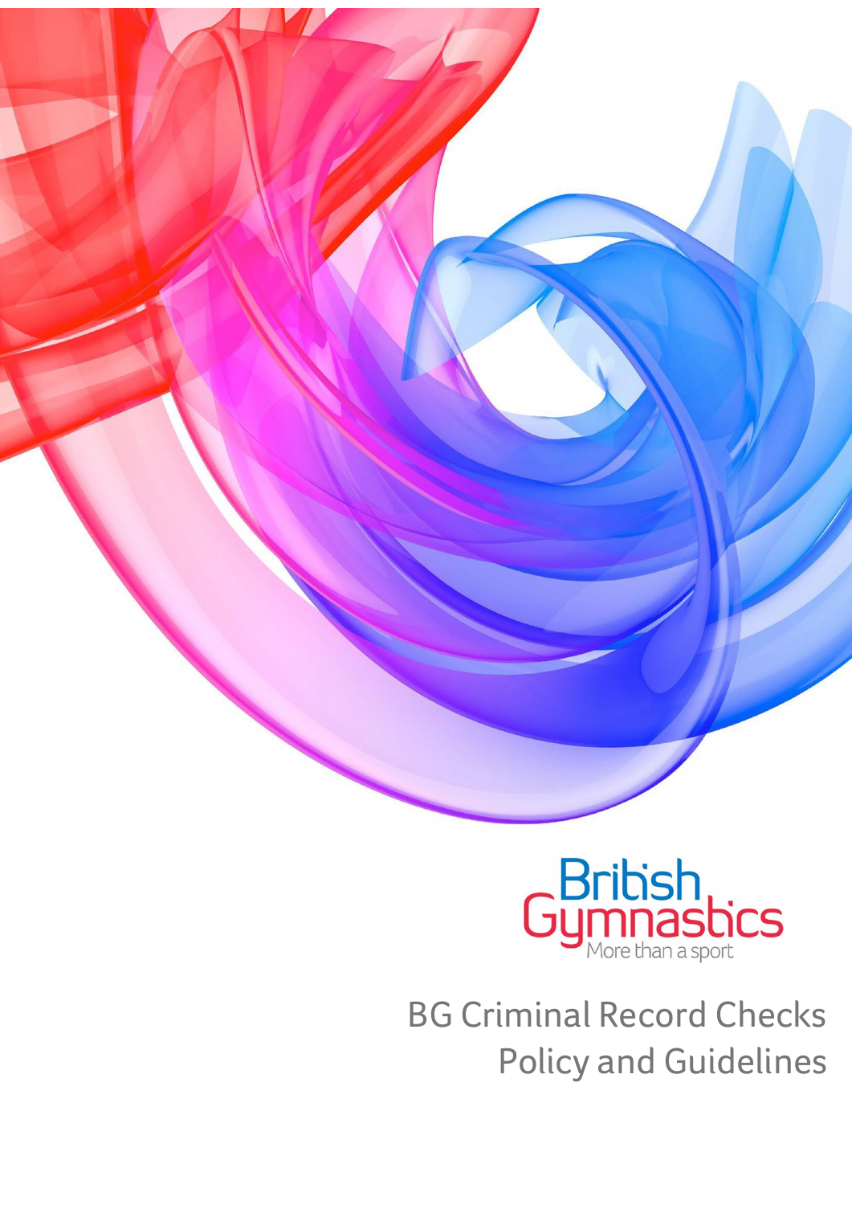British Gymnastics

More than a sport

# BG Criminal Record Checks Policy and Guidelines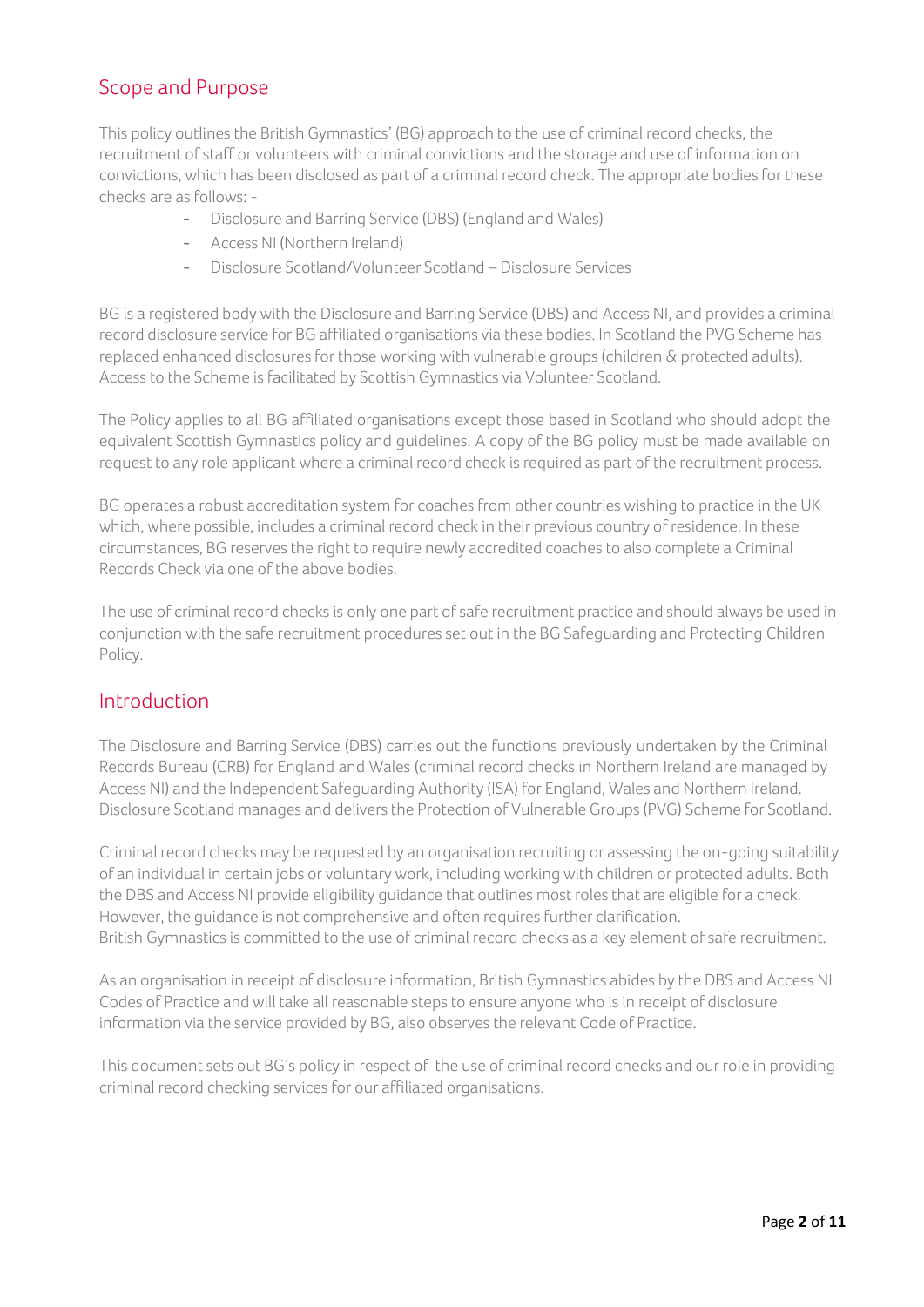## Scope and Purpose

This policy outlines the British Gymnastics' (BG) approach to the use of criminal record checks, the recruitment of staff or volunteers with criminal convictions and the storage and use of information on convictions, which has been disclosed as part of a criminal record check. The appropriate bodies for these checks are as follows: -

- Disclosure and Barring Service (DBS) (England and Wales)
- Access NI (Northern Ireland)
- Disclosure Scotland/Volunteer Scotland – Disclosure Services

BG is a registered body with the Disclosure and Barring Service (DBS) and Access NI, and provides a criminal record disclosure service for BG affiliated organisations via these bodies. In Scotland the PVG Scheme has replaced enhanced disclosures for those working with vulnerable groups (children & protected adults). Access to the Scheme is facilitated by Scottish Gymnastics via Volunteer Scotland.

The Policy applies to all BG affiliated organisations except those based in Scotland who should adopt the equivalent Scottish Gymnastics policy and guidelines. A copy of the BG policy must be made available on request to any role applicant where a criminal record check is required as part of the recruitment process.

BG operates a robust accreditation system for coaches from other countries wishing to practice in the UK which, where possible, includes a criminal record check in their previous country of residence. In these circumstances, BG reserves the right to require newly accredited coaches to also complete a Criminal Records Check via one of the above bodies.

The use of criminal record checks is only one part of safe recruitment practice and should always be used in conjunction with the safe recruitment procedures set out in the BG Safeguarding and Protecting Children Policy.

## Introduction

The Disclosure and Barring Service (DBS) carries out the functions previously undertaken by the Criminal Records Bureau (CRB) for England and Wales (criminal record checks in Northern Ireland are managed by Access NI) and the Independent Safeguarding Authority (ISA) for England, Wales and Northern Ireland. Disclosure Scotland manages and delivers the Protection of Vulnerable Groups (PVG) Scheme for Scotland.

Criminal record checks may be requested by an organisation recruiting or assessing the on-going suitability of an individual in certain jobs or voluntary work, including working with children or protected adults. Both the DBS and Access NI provide eligibility guidance that outlines most roles that are eligible for a check. However, the guidance is not comprehensive and often requires further clarification.
British Gymnastics is committed to the use of criminal record checks as a key element of safe recruitment.

As an organisation in receipt of disclosure information, British Gymnastics abides by the DBS and Access NI Codes of Practice and will take all reasonable steps to ensure anyone who is in receipt of disclosure information via the service provided by BG, also observes the relevant Code of Practice.

This document sets out BG's policy in respect of the use of criminal record checks and our role in providing criminal record checking services for our affiliated organisations.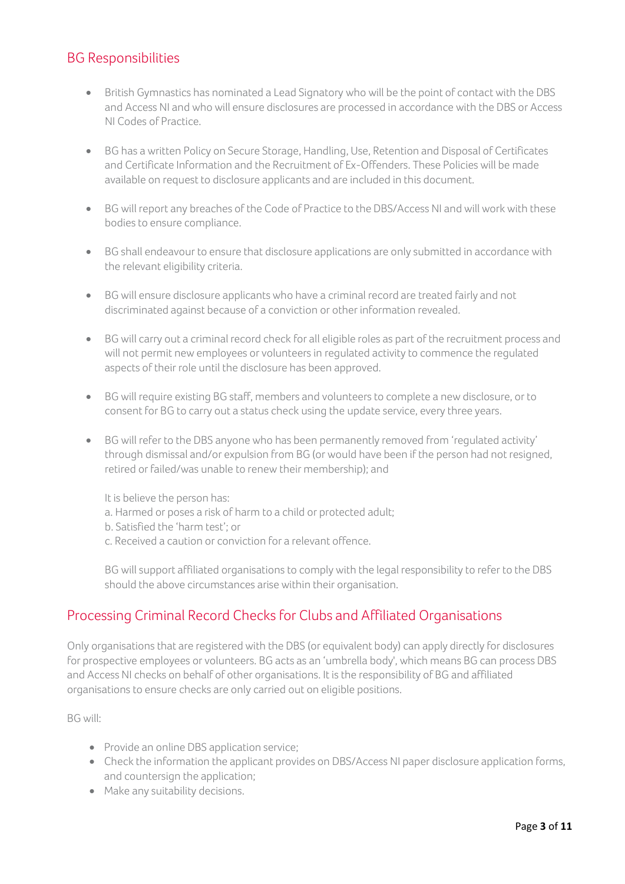## BG Responsibilities

- British Gymnastics has nominated a Lead Signatory who will be the point of contact with the DBS and Access NI and who will ensure disclosures are processed in accordance with the DBS or Access NI Codes of Practice.

- BG has a written Policy on Secure Storage, Handling, Use, Retention and Disposal of Certificates and Certificate Information and the Recruitment of Ex-Offenders. These Policies will be made available on request to disclosure applicants and are included in this document.

- BG will report any breaches of the Code of Practice to the DBS/Access NI and will work with these bodies to ensure compliance.

- BG shall endeavour to ensure that disclosure applications are only submitted in accordance with the relevant eligibility criteria.

- BG will ensure disclosure applicants who have a criminal record are treated fairly and not discriminated against because of a conviction or other information revealed.

- BG will carry out a criminal record check for all eligible roles as part of the recruitment process and will not permit new employees or volunteers in regulated activity to commence the regulated aspects of their role until the disclosure has been approved.

- BG will require existing BG staff, members and volunteers to complete a new disclosure, or to consent for BG to carry out a status check using the update service, every three years.

- BG will refer to the DBS anyone who has been permanently removed from 'regulated activity' through dismissal and/or expulsion from BG (or would have been if the person had not resigned, retired or failed/was unable to renew their membership); and

  It is believe the person has:
  a. Harmed or poses a risk of harm to a child or protected adult;
  b. Satisfied the 'harm test'; or
  c. Received a caution or conviction for a relevant offence.

  BG will support affiliated organisations to comply with the legal responsibility to refer to the DBS should the above circumstances arise within their organisation.

## Processing Criminal Record Checks for Clubs and Affiliated Organisations

Only organisations that are registered with the DBS (or equivalent body) can apply directly for disclosures for prospective employees or volunteers. BG acts as an 'umbrella body', which means BG can process DBS and Access NI checks on behalf of other organisations. It is the responsibility of BG and affiliated organisations to ensure checks are only carried out on eligible positions.

BG will:

- Provide an online DBS application service;
- Check the information the applicant provides on DBS/Access NI paper disclosure application forms, and countersign the application;
- Make any suitability decisions.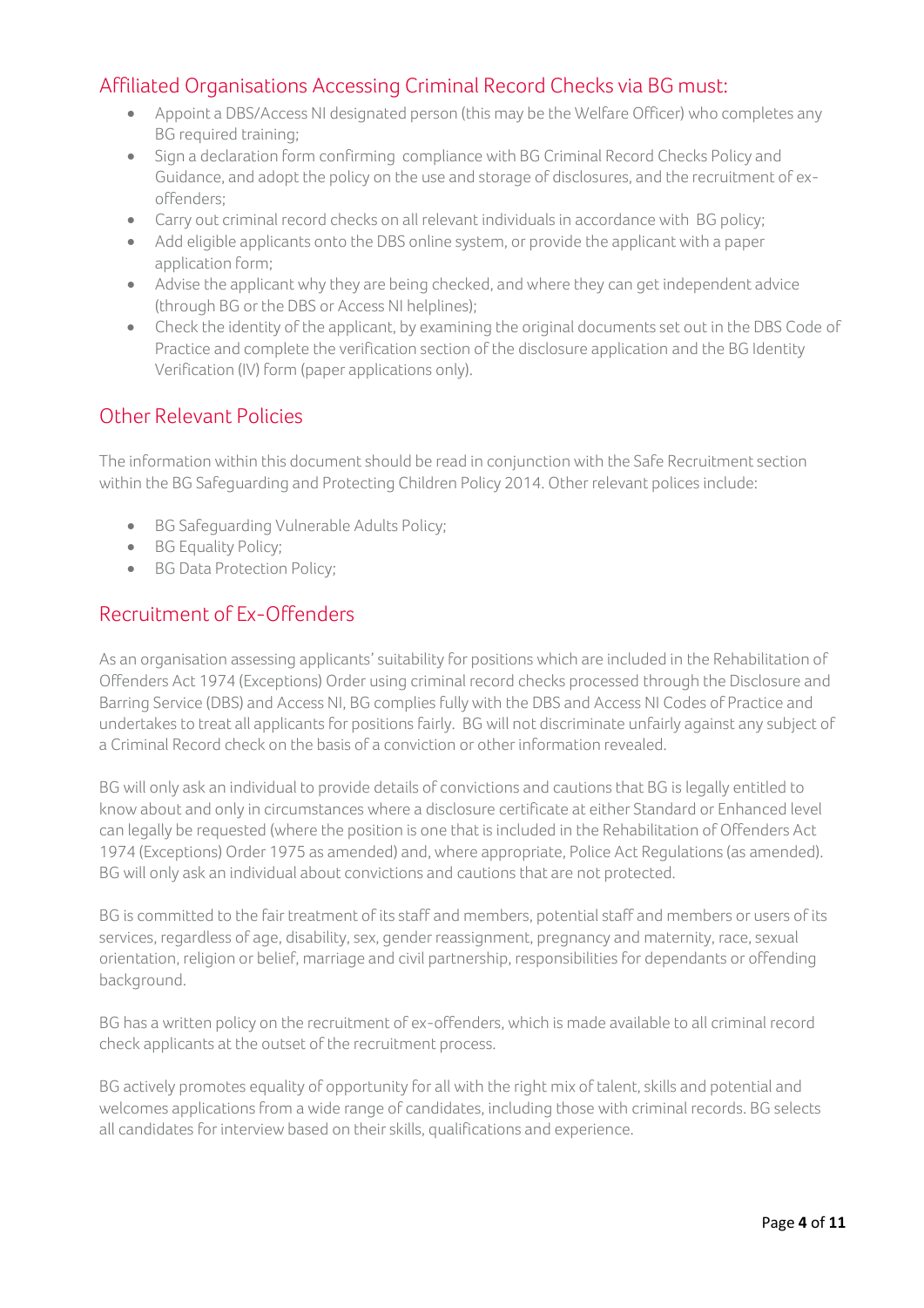## Affiliated Organisations Accessing Criminal Record Checks via BG must:

- Appoint a DBS/Access NI designated person (this may be the Welfare Officer) who completes any BG required training;
- Sign a declaration form confirming compliance with BG Criminal Record Checks Policy and Guidance, and adopt the policy on the use and storage of disclosures, and the recruitment of ex-offenders;
- Carry out criminal record checks on all relevant individuals in accordance with BG policy;
- Add eligible applicants onto the DBS online system, or provide the applicant with a paper application form;
- Advise the applicant why they are being checked, and where they can get independent advice (through BG or the DBS or Access NI helplines);
- Check the identity of the applicant, by examining the original documents set out in the DBS Code of Practice and complete the verification section of the disclosure application and the BG Identity Verification (IV) form (paper applications only).

## Other Relevant Policies

The information within this document should be read in conjunction with the Safe Recruitment section within the BG Safeguarding and Protecting Children Policy 2014. Other relevant polices include:

- BG Safeguarding Vulnerable Adults Policy;
- BG Equality Policy;
- BG Data Protection Policy;

## Recruitment of Ex-Offenders

As an organisation assessing applicants' suitability for positions which are included in the Rehabilitation of Offenders Act 1974 (Exceptions) Order using criminal record checks processed through the Disclosure and Barring Service (DBS) and Access NI, BG complies fully with the DBS and Access NI Codes of Practice and undertakes to treat all applicants for positions fairly. BG will not discriminate unfairly against any subject of a Criminal Record check on the basis of a conviction or other information revealed.

BG will only ask an individual to provide details of convictions and cautions that BG is legally entitled to know about and only in circumstances where a disclosure certificate at either Standard or Enhanced level can legally be requested (where the position is one that is included in the Rehabilitation of Offenders Act 1974 (Exceptions) Order 1975 as amended) and, where appropriate, Police Act Regulations (as amended). BG will only ask an individual about convictions and cautions that are not protected.

BG is committed to the fair treatment of its staff and members, potential staff and members or users of its services, regardless of age, disability, sex, gender reassignment, pregnancy and maternity, race, sexual orientation, religion or belief, marriage and civil partnership, responsibilities for dependants or offending background.

BG has a written policy on the recruitment of ex-offenders, which is made available to all criminal record check applicants at the outset of the recruitment process.

BG actively promotes equality of opportunity for all with the right mix of talent, skills and potential and welcomes applications from a wide range of candidates, including those with criminal records. BG selects all candidates for interview based on their skills, qualifications and experience.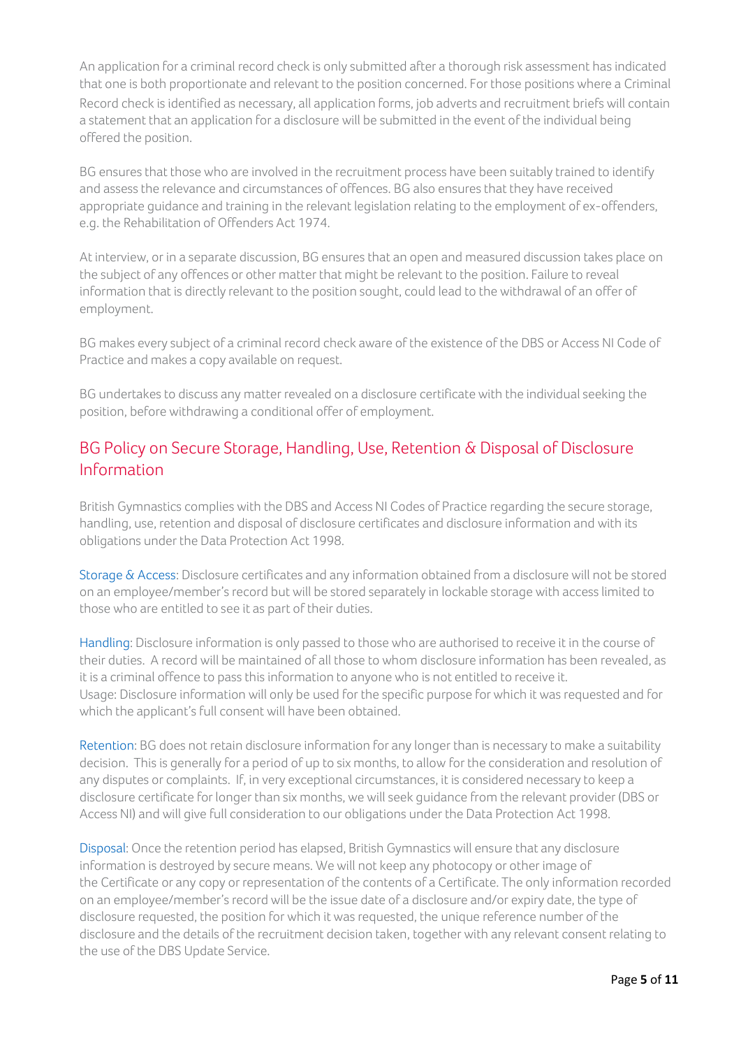An application for a criminal record check is only submitted after a thorough risk assessment has indicated that one is both proportionate and relevant to the position concerned. For those positions where a Criminal Record check is identified as necessary, all application forms, job adverts and recruitment briefs will contain a statement that an application for a disclosure will be submitted in the event of the individual being offered the position.

BG ensures that those who are involved in the recruitment process have been suitably trained to identify and assess the relevance and circumstances of offences. BG also ensures that they have received appropriate guidance and training in the relevant legislation relating to the employment of ex-offenders, e.g. the Rehabilitation of Offenders Act 1974.

At interview, or in a separate discussion, BG ensures that an open and measured discussion takes place on the subject of any offences or other matter that might be relevant to the position. Failure to reveal information that is directly relevant to the position sought, could lead to the withdrawal of an offer of employment.

BG makes every subject of a criminal record check aware of the existence of the DBS or Access NI Code of Practice and makes a copy available on request.

BG undertakes to discuss any matter revealed on a disclosure certificate with the individual seeking the position, before withdrawing a conditional offer of employment.

## BG Policy on Secure Storage, Handling, Use, Retention & Disposal of Disclosure Information

British Gymnastics complies with the DBS and Access NI Codes of Practice regarding the secure storage, handling, use, retention and disposal of disclosure certificates and disclosure information and with its obligations under the Data Protection Act 1998.

Storage & Access: Disclosure certificates and any information obtained from a disclosure will not be stored on an employee/member's record but will be stored separately in lockable storage with access limited to those who are entitled to see it as part of their duties.

Handling: Disclosure information is only passed to those who are authorised to receive it in the course of their duties. A record will be maintained of all those to whom disclosure information has been revealed, as it is a criminal offence to pass this information to anyone who is not entitled to receive it.
Usage: Disclosure information will only be used for the specific purpose for which it was requested and for which the applicant's full consent will have been obtained.

Retention: BG does not retain disclosure information for any longer than is necessary to make a suitability decision. This is generally for a period of up to six months, to allow for the consideration and resolution of any disputes or complaints. If, in very exceptional circumstances, it is considered necessary to keep a disclosure certificate for longer than six months, we will seek guidance from the relevant provider (DBS or Access NI) and will give full consideration to our obligations under the Data Protection Act 1998.

Disposal: Once the retention period has elapsed, British Gymnastics will ensure that any disclosure information is destroyed by secure means. We will not keep any photocopy or other image of the Certificate or any copy or representation of the contents of a Certificate. The only information recorded on an employee/member's record will be the issue date of a disclosure and/or expiry date, the type of disclosure requested, the position for which it was requested, the unique reference number of the disclosure and the details of the recruitment decision taken, together with any relevant consent relating to the use of the DBS Update Service.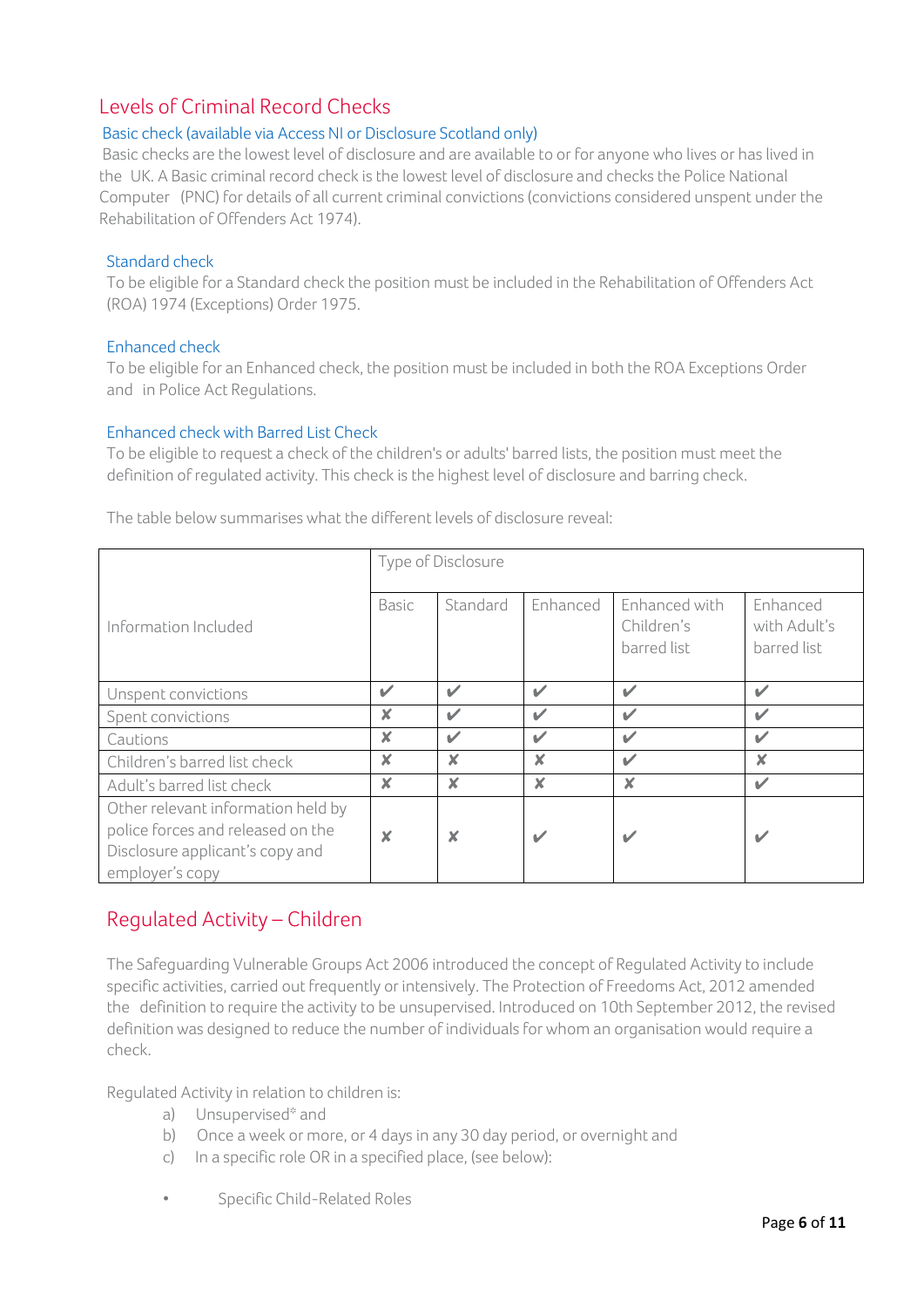## Levels of Criminal Record Checks

### Basic check (available via Access NI or Disclosure Scotland only)

Basic checks are the lowest level of disclosure and are available to or for anyone who lives or has lived in the UK. A Basic criminal record check is the lowest level of disclosure and checks the Police National Computer (PNC) for details of all current criminal convictions (convictions considered unspent under the Rehabilitation of Offenders Act 1974).

### Standard check

To be eligible for a Standard check the position must be included in the Rehabilitation of Offenders Act (ROA) 1974 (Exceptions) Order 1975.

### Enhanced check

To be eligible for an Enhanced check, the position must be included in both the ROA Exceptions Order and in Police Act Regulations.

### Enhanced check with Barred List Check

To be eligible to request a check of the children's or adults' barred lists, the position must meet the definition of regulated activity. This check is the highest level of disclosure and barring check.

The table below summarises what the different levels of disclosure reveal:

| Information Included | Type of Disclosure | | | | |
|---|---|---|---|---|---|
| | Basic | Standard | Enhanced | Enhanced with Children's barred list | Enhanced with Adult's barred list |
| Unspent convictions | ✔ | ✔ | ✔ | ✔ | ✔ |
| Spent convictions | ✘ | ✔ | ✔ | ✔ | ✔ |
| Cautions | ✘ | ✔ | ✔ | ✔ | ✔ |
| Children's barred list check | ✘ | ✘ | ✘ | ✔ | ✘ |
| Adult's barred list check | ✘ | ✘ | ✘ | ✘ | ✔ |
| Other relevant information held by police forces and released on the Disclosure applicant's copy and employer's copy | ✘ | ✘ | ✔ | ✔ | ✔ |

## Regulated Activity – Children

The Safeguarding Vulnerable Groups Act 2006 introduced the concept of Regulated Activity to include specific activities, carried out frequently or intensively. The Protection of Freedoms Act, 2012 amended the definition to require the activity to be unsupervised. Introduced on 10th September 2012, the revised definition was designed to reduce the number of individuals for whom an organisation would require a check.

Regulated Activity in relation to children is:

a) Unsupervised* and
b) Once a week or more, or 4 days in any 30 day period, or overnight and
c) In a specific role OR in a specified place, (see below):

- Specific Child-Related Roles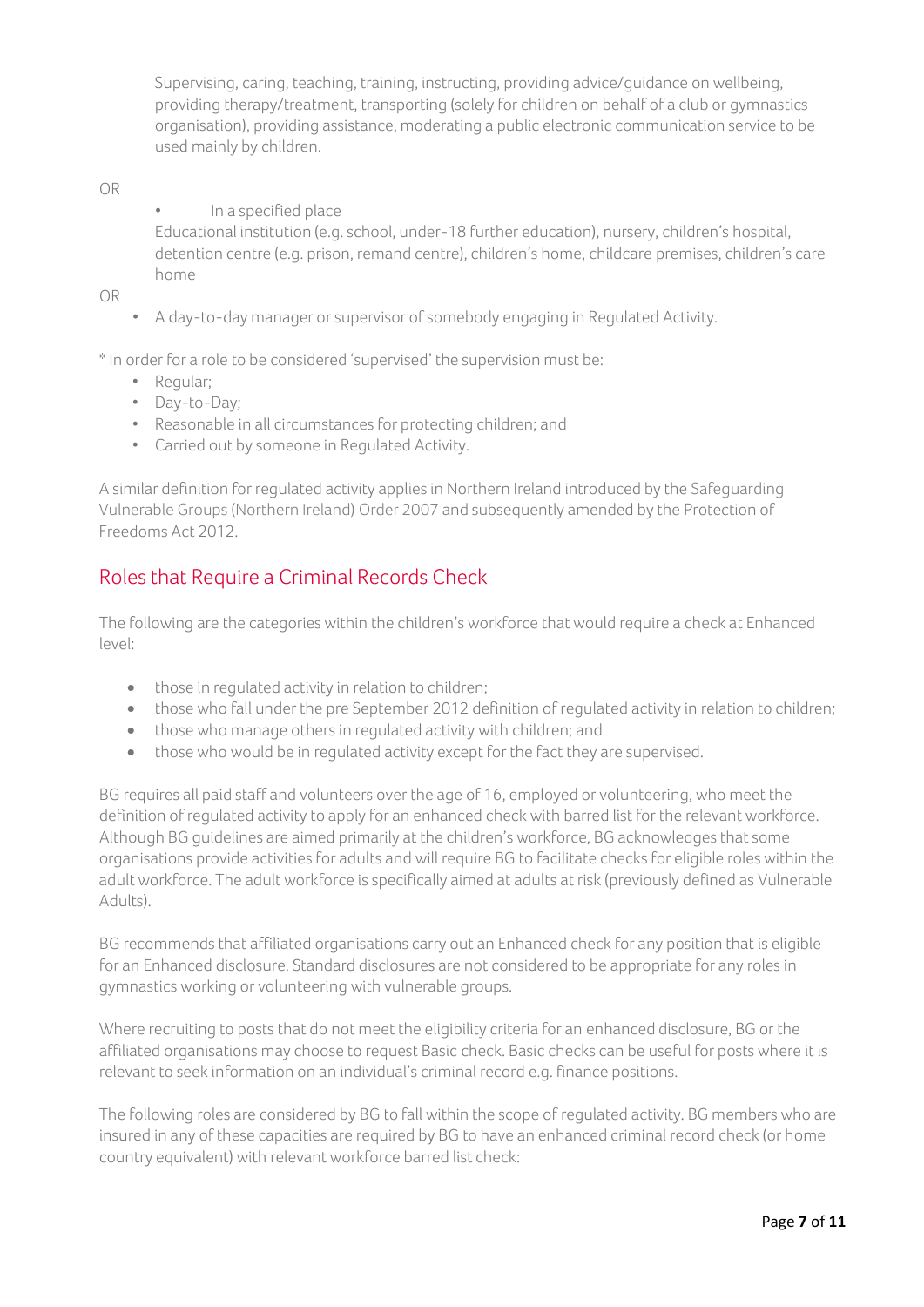Supervising, caring, teaching, training, instructing, providing advice/guidance on wellbeing, providing therapy/treatment, transporting (solely for children on behalf of a club or gymnastics organisation), providing assistance, moderating a public electronic communication service to be used mainly by children.

OR

- In a specified place

  Educational institution (e.g. school, under-18 further education), nursery, children's hospital, detention centre (e.g. prison, remand centre), children's home, childcare premises, children's care home

OR

- A day-to-day manager or supervisor of somebody engaging in Regulated Activity.

* In order for a role to be considered 'supervised' the supervision must be:

- Regular;
- Day-to-Day;
- Reasonable in all circumstances for protecting children; and
- Carried out by someone in Regulated Activity.

A similar definition for regulated activity applies in Northern Ireland introduced by the Safeguarding Vulnerable Groups (Northern Ireland) Order 2007 and subsequently amended by the Protection of Freedoms Act 2012.

## Roles that Require a Criminal Records Check

The following are the categories within the children's workforce that would require a check at Enhanced level:

- those in regulated activity in relation to children;
- those who fall under the pre September 2012 definition of regulated activity in relation to children;
- those who manage others in regulated activity with children; and
- those who would be in regulated activity except for the fact they are supervised.

BG requires all paid staff and volunteers over the age of 16, employed or volunteering, who meet the definition of regulated activity to apply for an enhanced check with barred list for the relevant workforce. Although BG guidelines are aimed primarily at the children's workforce, BG acknowledges that some organisations provide activities for adults and will require BG to facilitate checks for eligible roles within the adult workforce. The adult workforce is specifically aimed at adults at risk (previously defined as Vulnerable Adults).

BG recommends that affiliated organisations carry out an Enhanced check for any position that is eligible for an Enhanced disclosure. Standard disclosures are not considered to be appropriate for any roles in gymnastics working or volunteering with vulnerable groups.

Where recruiting to posts that do not meet the eligibility criteria for an enhanced disclosure, BG or the affiliated organisations may choose to request Basic check. Basic checks can be useful for posts where it is relevant to seek information on an individual's criminal record e.g. finance positions.

The following roles are considered by BG to fall within the scope of regulated activity. BG members who are insured in any of these capacities are required by BG to have an enhanced criminal record check (or home country equivalent) with relevant workforce barred list check: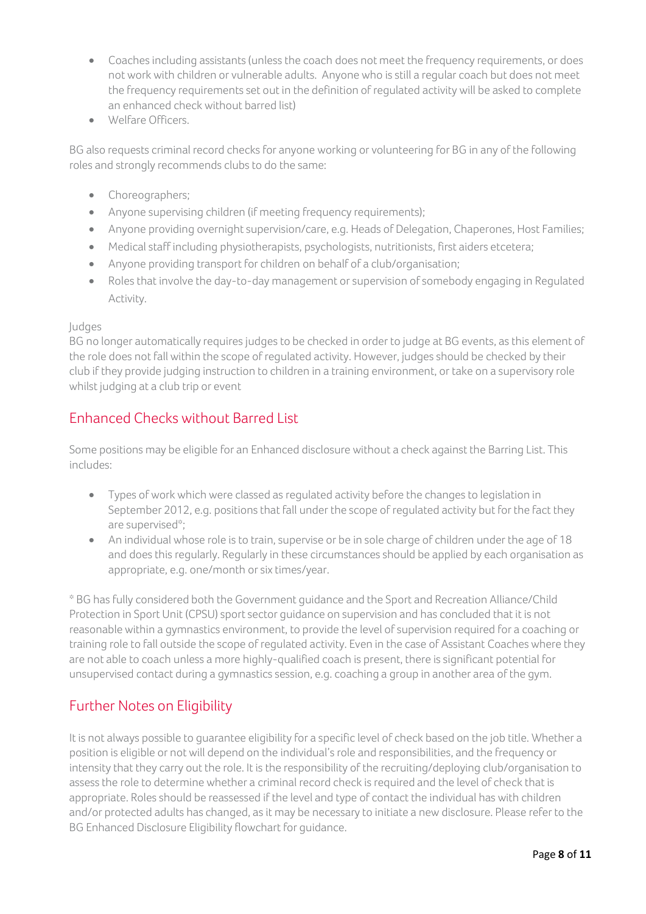- Coaches including assistants (unless the coach does not meet the frequency requirements, or does not work with children or vulnerable adults. Anyone who is still a regular coach but does not meet the frequency requirements set out in the definition of regulated activity will be asked to complete an enhanced check without barred list)
- Welfare Officers.

BG also requests criminal record checks for anyone working or volunteering for BG in any of the following roles and strongly recommends clubs to do the same:

- Choreographers;
- Anyone supervising children (if meeting frequency requirements);
- Anyone providing overnight supervision/care, e.g. Heads of Delegation, Chaperones, Host Families;
- Medical staff including physiotherapists, psychologists, nutritionists, first aiders etcetera;
- Anyone providing transport for children on behalf of a club/organisation;
- Roles that involve the day-to-day management or supervision of somebody engaging in Regulated Activity.

Judges

BG no longer automatically requires judges to be checked in order to judge at BG events, as this element of the role does not fall within the scope of regulated activity. However, judges should be checked by their club if they provide judging instruction to children in a training environment, or take on a supervisory role whilst judging at a club trip or event

## Enhanced Checks without Barred List

Some positions may be eligible for an Enhanced disclosure without a check against the Barring List. This includes:

- Types of work which were classed as regulated activity before the changes to legislation in September 2012, e.g. positions that fall under the scope of regulated activity but for the fact they are supervised*;
- An individual whose role is to train, supervise or be in sole charge of children under the age of 18 and does this regularly. Regularly in these circumstances should be applied by each organisation as appropriate, e.g. one/month or six times/year.

* BG has fully considered both the Government guidance and the Sport and Recreation Alliance/Child Protection in Sport Unit (CPSU) sport sector guidance on supervision and has concluded that it is not reasonable within a gymnastics environment, to provide the level of supervision required for a coaching or training role to fall outside the scope of regulated activity. Even in the case of Assistant Coaches where they are not able to coach unless a more highly-qualified coach is present, there is significant potential for unsupervised contact during a gymnastics session, e.g. coaching a group in another area of the gym.

## Further Notes on Eligibility

It is not always possible to guarantee eligibility for a specific level of check based on the job title. Whether a position is eligible or not will depend on the individual's role and responsibilities, and the frequency or intensity that they carry out the role. It is the responsibility of the recruiting/deploying club/organisation to assess the role to determine whether a criminal record check is required and the level of check that is appropriate. Roles should be reassessed if the level and type of contact the individual has with children and/or protected adults has changed, as it may be necessary to initiate a new disclosure. Please refer to the BG Enhanced Disclosure Eligibility flowchart for guidance.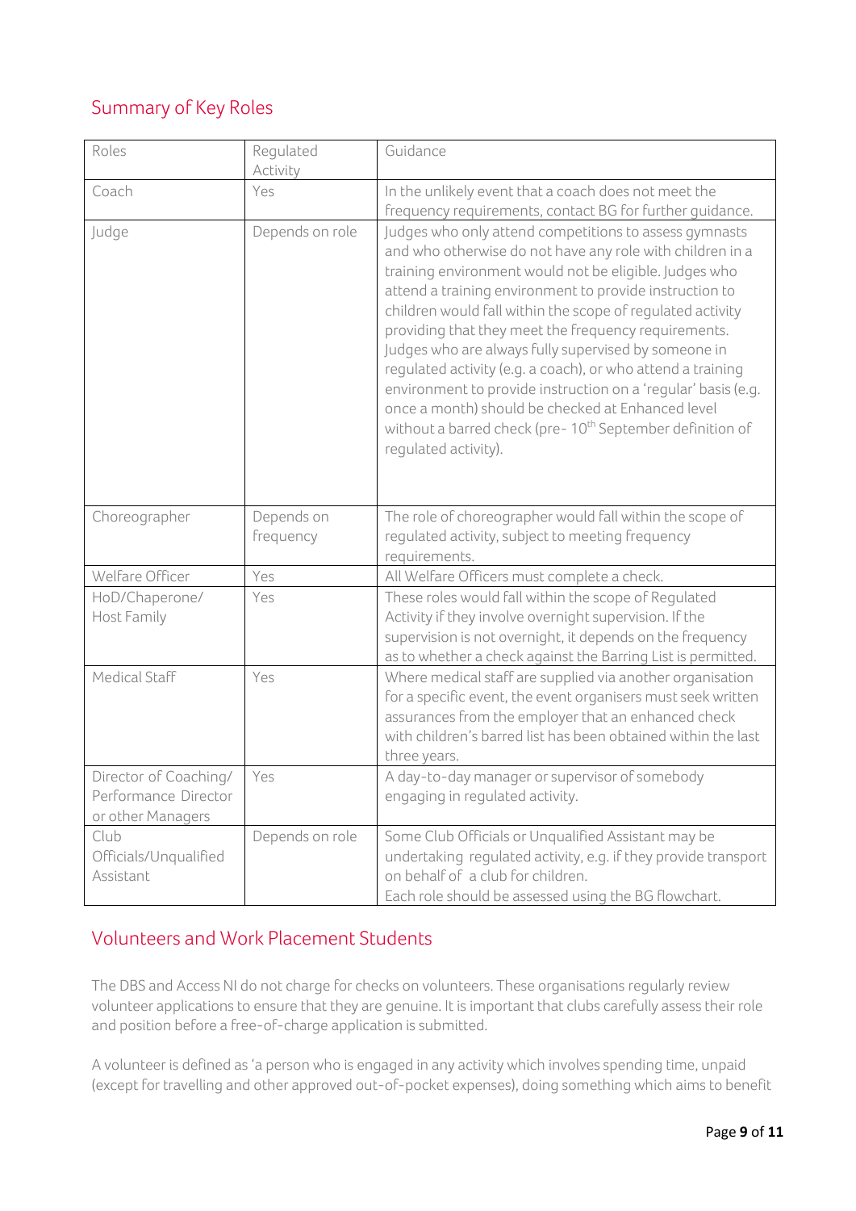## Summary of Key Roles

| Roles | Regulated Activity | Guidance |
|---|---|---|
| Coach | Yes | In the unlikely event that a coach does not meet the frequency requirements, contact BG for further guidance. |
| Judge | Depends on role | Judges who only attend competitions to assess gymnasts and who otherwise do not have any role with children in a training environment would not be eligible. Judges who attend a training environment to provide instruction to children would fall within the scope of regulated activity providing that they meet the frequency requirements. Judges who are always fully supervised by someone in regulated activity (e.g. a coach), or who attend a training environment to provide instruction on a 'regular' basis (e.g. once a month) should be checked at Enhanced level without a barred check (pre- 10th September definition of regulated activity). |
| Choreographer | Depends on frequency | The role of choreographer would fall within the scope of regulated activity, subject to meeting frequency requirements. |
| Welfare Officer | Yes | All Welfare Officers must complete a check. |
| HoD/Chaperone/ Host Family | Yes | These roles would fall within the scope of Regulated Activity if they involve overnight supervision. If the supervision is not overnight, it depends on the frequency as to whether a check against the Barring List is permitted. |
| Medical Staff | Yes | Where medical staff are supplied via another organisation for a specific event, the event organisers must seek written assurances from the employer that an enhanced check with children's barred list has been obtained within the last three years. |
| Director of Coaching/ Performance Director or other Managers | Yes | A day-to-day manager or supervisor of somebody engaging in regulated activity. |
| Club Officials/Unqualified Assistant | Depends on role | Some Club Officials or Unqualified Assistant may be undertaking regulated activity, e.g. if they provide transport on behalf of a club for children. Each role should be assessed using the BG flowchart. |

## Volunteers and Work Placement Students

The DBS and Access NI do not charge for checks on volunteers. These organisations regularly review volunteer applications to ensure that they are genuine. It is important that clubs carefully assess their role and position before a free-of-charge application is submitted.

A volunteer is defined as 'a person who is engaged in any activity which involves spending time, unpaid (except for travelling and other approved out-of-pocket expenses), doing something which aims to benefit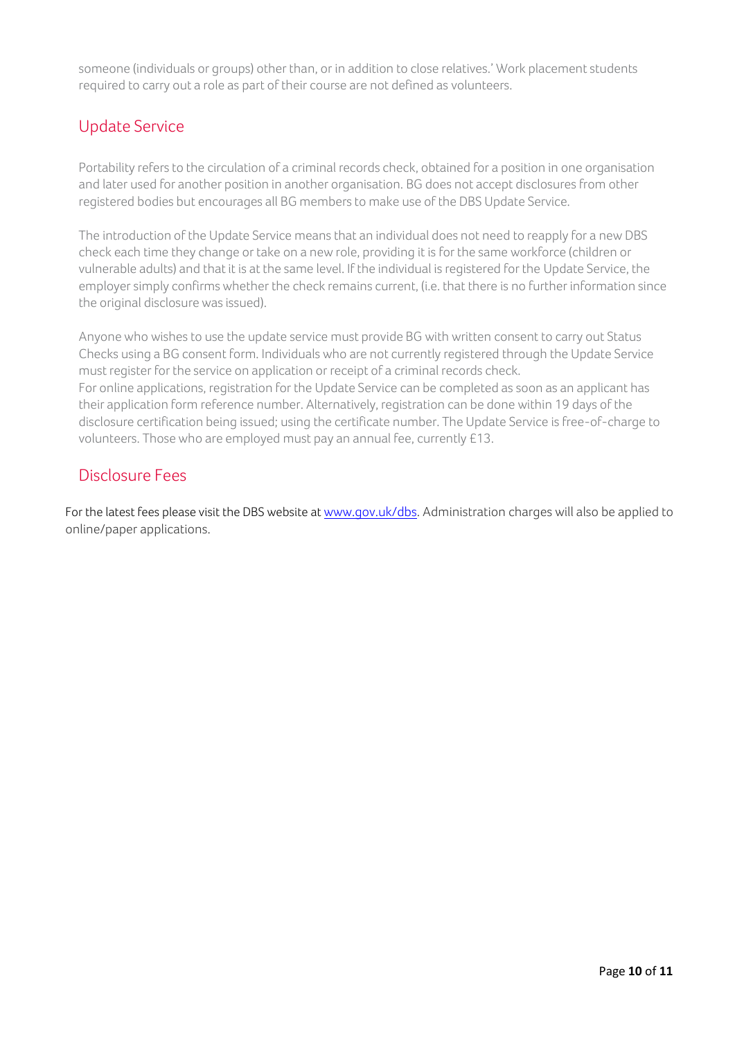someone (individuals or groups) other than, or in addition to close relatives.' Work placement students required to carry out a role as part of their course are not defined as volunteers.

## Update Service

Portability refers to the circulation of a criminal records check, obtained for a position in one organisation and later used for another position in another organisation. BG does not accept disclosures from other registered bodies but encourages all BG members to make use of the DBS Update Service.

The introduction of the Update Service means that an individual does not need to reapply for a new DBS check each time they change or take on a new role, providing it is for the same workforce (children or vulnerable adults) and that it is at the same level. If the individual is registered for the Update Service, the employer simply confirms whether the check remains current, (i.e. that there is no further information since the original disclosure was issued).

Anyone who wishes to use the update service must provide BG with written consent to carry out Status Checks using a BG consent form. Individuals who are not currently registered through the Update Service must register for the service on application or receipt of a criminal records check.
For online applications, registration for the Update Service can be completed as soon as an applicant has their application form reference number. Alternatively, registration can be done within 19 days of the disclosure certification being issued; using the certificate number. The Update Service is free-of-charge to volunteers. Those who are employed must pay an annual fee, currently £13.

## Disclosure Fees

For the latest fees please visit the DBS website at [www.gov.uk/dbs](www.gov.uk/dbs). Administration charges will also be applied to online/paper applications.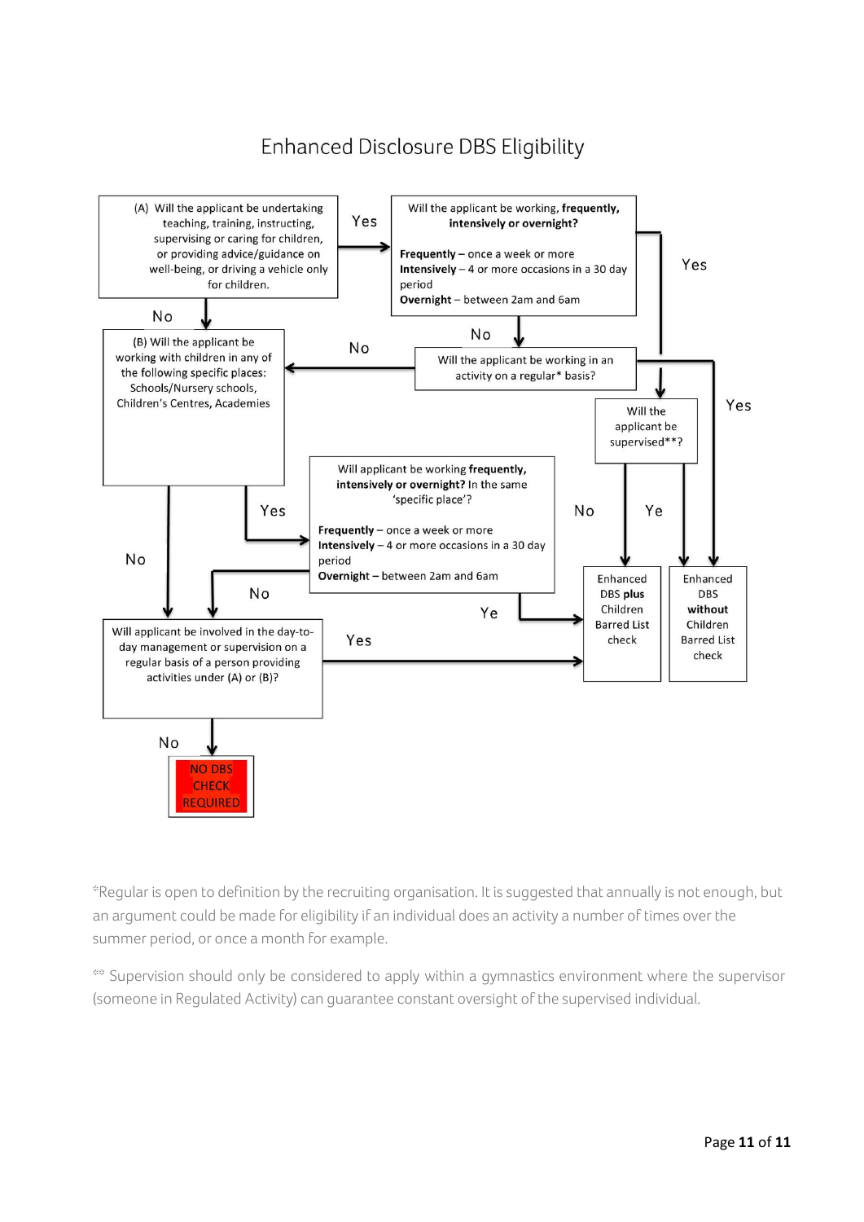# Enhanced Disclosure DBS Eligibility

(A) Will the applicant be undertaking teaching, training, instructing, supervising or caring for children, or providing advice/guidance on well-being, or driving a vehicle only for children.

Yes

Will the applicant be working, **frequently, intensively or overnight?**

**Frequently** – once a week or more
**Intensively** – 4 or more occasions in a 30 day period
**Overnight** – between 2am and 6am

Yes

No

No

(B) Will the applicant be working with children in any of the following specific places: Schools/Nursery schools, Children's Centres, Academies

No

Will the applicant be working in an activity on a regular* basis?

Yes

Will the applicant be supervised**?

Will applicant be working **frequently, intensively or overnight?** In the same 'specific place'?

**Frequently** – once a week or more
**Intensively** – 4 or more occasions in a 30 day period
**Overnight** – between 2am and 6am

Yes

No

Ye

No

No

Ye

Enhanced DBS **plus** Children Barred List check

Enhanced DBS **without** Children Barred List check

Will applicant be involved in the day-to-day management or supervision on a regular basis of a person providing activities under (A) or (B)?

Yes

No

NO DBS CHECK REQUIRED

*Regular is open to definition by the recruiting organisation. It is suggested that annually is not enough, but an argument could be made for eligibility if an individual does an activity a number of times over the summer period, or once a month for example.

** Supervision should only be considered to apply within a gymnastics environment where the supervisor (someone in Regulated Activity) can guarantee constant oversight of the supervised individual.